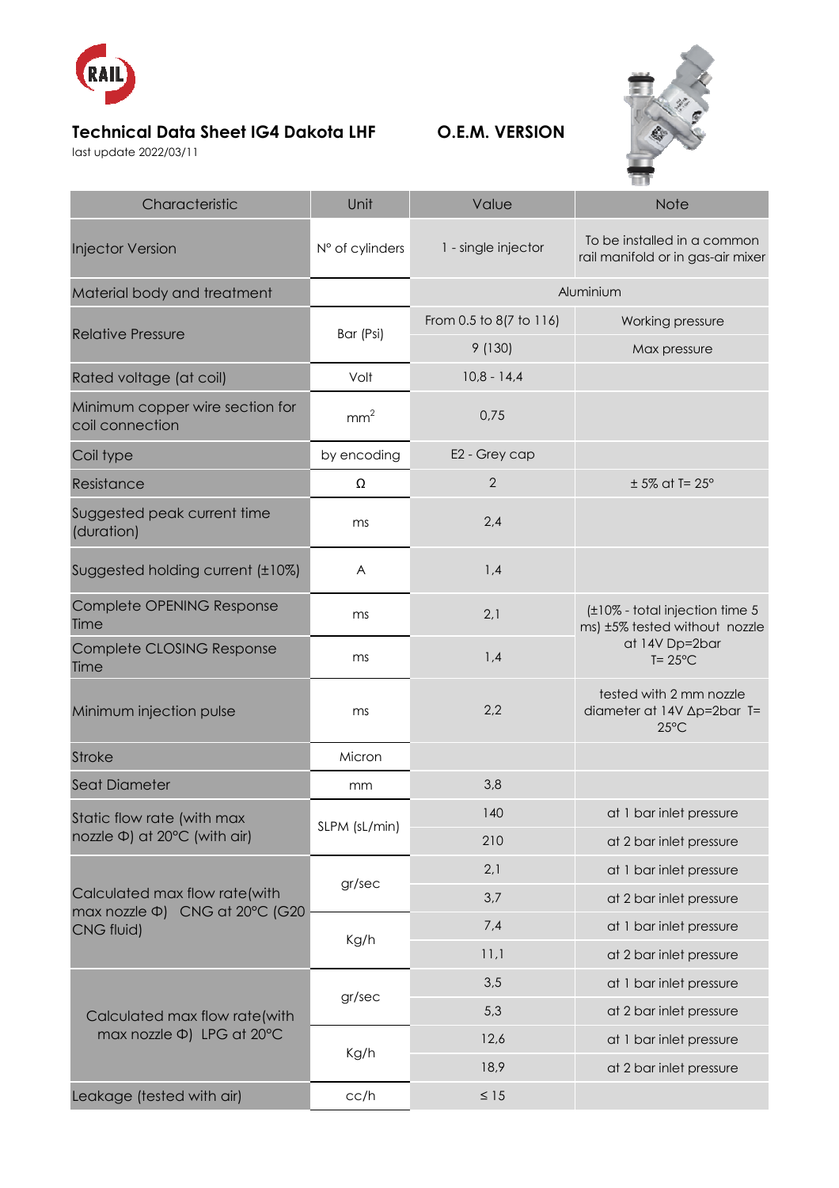RAIL

**Technical Data Sheet IG4 Dakota LHF** **O.E.M. VERSION**

last update 2022/03/11

| Characteristic | Unit | Value | Note |
|---|---|---|---|
| Injector Version | N° of cylinders | 1 - single injector | To be installed in a common rail manifold or in gas-air mixer |
| Material body and treatment | | Aluminium | |
| Relative Pressure | Bar (Psi) | From 0.5 to 8(7 to 116) | Working pressure |
| | | 9 (130) | Max pressure |
| Rated voltage (at coil) | Volt | 10,8 - 14,4 | |
| Minimum copper wire section for coil connection | $mm^2$ | 0,75 | |
| Coil type | by encoding | E2 - Grey cap | |
| Resistance | Ω | 2 | ± 5% at T= 25° |
| Suggested peak current time (duration) | ms | 2,4 | |
| Suggested holding current (±10%) | A | 1,4 | |
| Complete OPENING Response Time | ms | 2,1 | (±10% - total injection time 5 ms) ±5% tested without nozzle at 14V Dp=2bar T= 25°C |
| Complete CLOSING Response Time | ms | 1,4 | |
| Minimum injection pulse | ms | 2,2 | tested with 2 mm nozzle diameter at 14V Δp=2bar T= 25°C |
| Stroke | Micron | | |
| Seat Diameter | mm | 3,8 | |
| Static flow rate (with max nozzle Φ) at 20°C (with air) | SLPM (sL/min) | 140 | at 1 bar inlet pressure |
| | | 210 | at 2 bar inlet pressure |
| Calculated max flow rate(with max nozzle Φ) CNG at 20°C (G20 CNG fluid) | gr/sec | 2,1 | at 1 bar inlet pressure |
| | | 3,7 | at 2 bar inlet pressure |
| | Kg/h | 7,4 | at 1 bar inlet pressure |
| | | 11,1 | at 2 bar inlet pressure |
| Calculated max flow rate(with max nozzle Φ) LPG at 20°C | gr/sec | 3,5 | at 1 bar inlet pressure |
| | | 5,3 | at 2 bar inlet pressure |
| | Kg/h | 12,6 | at 1 bar inlet pressure |
| | | 18,9 | at 2 bar inlet pressure |
| Leakage (tested with air) | cc/h | ≤ 15 | |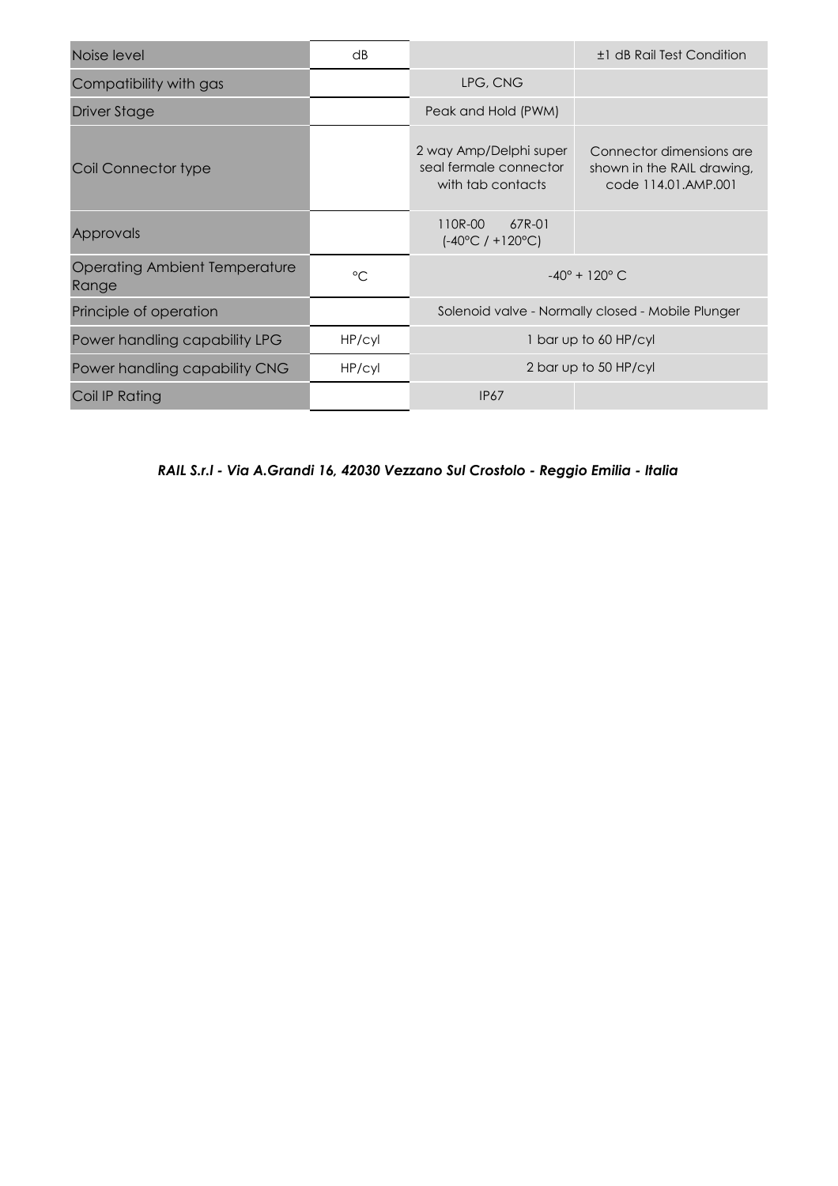| | | | |
|---|---|---|---|
| Noise level | dB | | ±1 dB Rail Test Condition |
| Compatibility with gas | | LPG, CNG | |
| Driver Stage | | Peak and Hold (PWM) | |
| Coil Connector type | | 2 way Amp/Delphi super seal fermale connector with tab contacts | Connector dimensions are shown in the RAIL drawing, code 114.01.AMP.001 |
| Approvals | | 110R-00 67R-01 (-40°C / +120°C) | |
| Operating Ambient Temperature Range | °C | -40° + 120° C | |
| Principle of operation | | Solenoid valve - Normally closed - Mobile Plunger | |
| Power handling capability LPG | HP/cyl | 1 bar up to 60 HP/cyl | |
| Power handling capability CNG | HP/cyl | 2 bar up to 50 HP/cyl | |
| Coil IP Rating | | IP67 | |

***RAIL S.r.l - Via A.Grandi 16, 42030 Vezzano Sul Crostolo - Reggio Emilia - Italia***